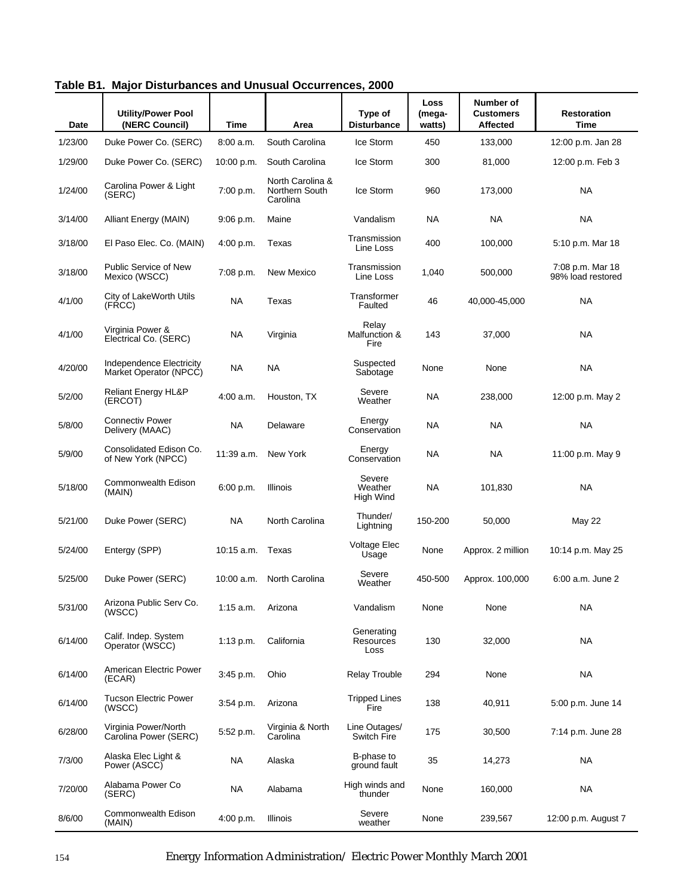**Table B1. Major Disturbances and Unusual Occurrences, 2000**

| Date | Utility/Power Pool (NERC Council) | Time | Area | Type of Disturbance | Loss (megawatts) | Number of Customers Affected | Restoration Time |
|---|---|---|---|---|---|---|---|
| 1/23/00 | Duke Power Co. (SERC) | 8:00 a.m. | South Carolina | Ice Storm | 450 | 133,000 | 12:00 p.m. Jan 28 |
| 1/29/00 | Duke Power Co. (SERC) | 10:00 p.m. | South Carolina | Ice Storm | 300 | 81,000 | 12:00 p.m. Feb 3 |
| 1/24/00 | Carolina Power & Light (SERC) | 7:00 p.m. | North Carolina & Northern South Carolina | Ice Storm | 960 | 173,000 | NA |
| 3/14/00 | Alliant Energy (MAIN) | 9:06 p.m. | Maine | Vandalism | NA | NA | NA |
| 3/18/00 | El Paso Elec. Co. (MAIN) | 4:00 p.m. | Texas | Transmission Line Loss | 400 | 100,000 | 5:10 p.m. Mar 18 |
| 3/18/00 | Public Service of New Mexico (WSCC) | 7:08 p.m. | New Mexico | Transmission Line Loss | 1,040 | 500,000 | 7:08 p.m. Mar 18 98% load restored |
| 4/1/00 | City of LakeWorth Utils (FRCC) | NA | Texas | Transformer Faulted | 46 | 40,000-45,000 | NA |
| 4/1/00 | Virginia Power & Electrical Co. (SERC) | NA | Virginia | Relay Malfunction & Fire | 143 | 37,000 | NA |
| 4/20/00 | Independence Electricity Market Operator (NPCC) | NA | NA | Suspected Sabotage | None | None | NA |
| 5/2/00 | Reliant Energy HL&P (ERCOT) | 4:00 a.m. | Houston, TX | Severe Weather | NA | 238,000 | 12:00 p.m. May 2 |
| 5/8/00 | Connectiv Power Delivery (MAAC) | NA | Delaware | Energy Conservation | NA | NA | NA |
| 5/9/00 | Consolidated Edison Co. of New York (NPCC) | 11:39 a.m. | New York | Energy Conservation | NA | NA | 11:00 p.m. May 9 |
| 5/18/00 | Commonwealth Edison (MAIN) | 6:00 p.m. | Illinois | Severe Weather High Wind | NA | 101,830 | NA |
| 5/21/00 | Duke Power (SERC) | NA | North Carolina | Thunder/ Lightning | 150-200 | 50,000 | May 22 |
| 5/24/00 | Entergy (SPP) | 10:15 a.m. | Texas | Voltage Elec Usage | None | Approx. 2 million | 10:14 p.m. May 25 |
| 5/25/00 | Duke Power (SERC) | 10:00 a.m. | North Carolina | Severe Weather | 450-500 | Approx. 100,000 | 6:00 a.m. June 2 |
| 5/31/00 | Arizona Public Serv Co. (WSCC) | 1:15 a.m. | Arizona | Vandalism | None | None | NA |
| 6/14/00 | Calif. Indep. System Operator (WSCC) | 1:13 p.m. | California | Generating Resources Loss | 130 | 32,000 | NA |
| 6/14/00 | American Electric Power (ECAR) | 3:45 p.m. | Ohio | Relay Trouble | 294 | None | NA |
| 6/14/00 | Tucson Electric Power (WSCC) | 3:54 p.m. | Arizona | Tripped Lines Fire | 138 | 40,911 | 5:00 p.m. June 14 |
| 6/28/00 | Virginia Power/North Carolina Power (SERC) | 5:52 p.m. | Virginia & North Carolina | Line Outages/ Switch Fire | 175 | 30,500 | 7:14 p.m. June 28 |
| 7/3/00 | Alaska Elec Light & Power (ASCC) | NA | Alaska | B-phase to ground fault | 35 | 14,273 | NA |
| 7/20/00 | Alabama Power Co (SERC) | NA | Alabama | High winds and thunder | None | 160,000 | NA |
| 8/6/00 | Commonwealth Edison (MAIN) | 4:00 p.m. | Illinois | Severe weather | None | 239,567 | 12:00 p.m. August 7 |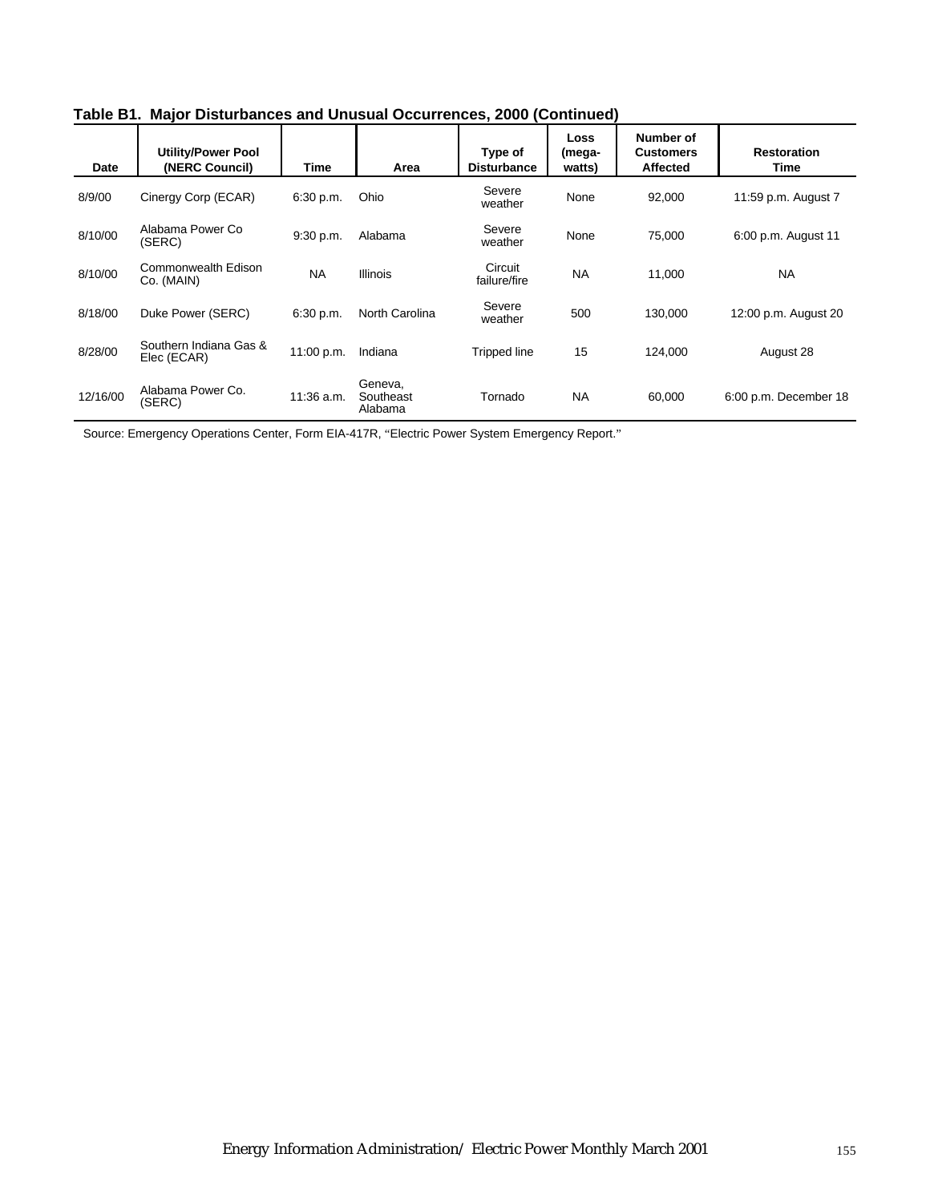**Table B1. Major Disturbances and Unusual Occurrences, 2000 (Continued)**

| Date | Utility/Power Pool (NERC Council) | Time | Area | Type of Disturbance | Loss (megawatts) | Number of Customers Affected | Restoration Time |
|---|---|---|---|---|---|---|---|
| 8/9/00 | Cinergy Corp (ECAR) | 6:30 p.m. | Ohio | Severe weather | None | 92,000 | 11:59 p.m. August 7 |
| 8/10/00 | Alabama Power Co (SERC) | 9:30 p.m. | Alabama | Severe weather | None | 75,000 | 6:00 p.m. August 11 |
| 8/10/00 | Commonwealth Edison Co. (MAIN) | NA | Illinois | Circuit failure/fire | NA | 11,000 | NA |
| 8/18/00 | Duke Power (SERC) | 6:30 p.m. | North Carolina | Severe weather | 500 | 130,000 | 12:00 p.m. August 20 |
| 8/28/00 | Southern Indiana Gas & Elec (ECAR) | 11:00 p.m. | Indiana | Tripped line | 15 | 124,000 | August 28 |
| 12/16/00 | Alabama Power Co. (SERC) | 11:36 a.m. | Geneva, Southeast Alabama | Tornado | NA | 60,000 | 6:00 p.m. December 18 |

Source: Emergency Operations Center, Form EIA-417R, "Electric Power System Emergency Report."